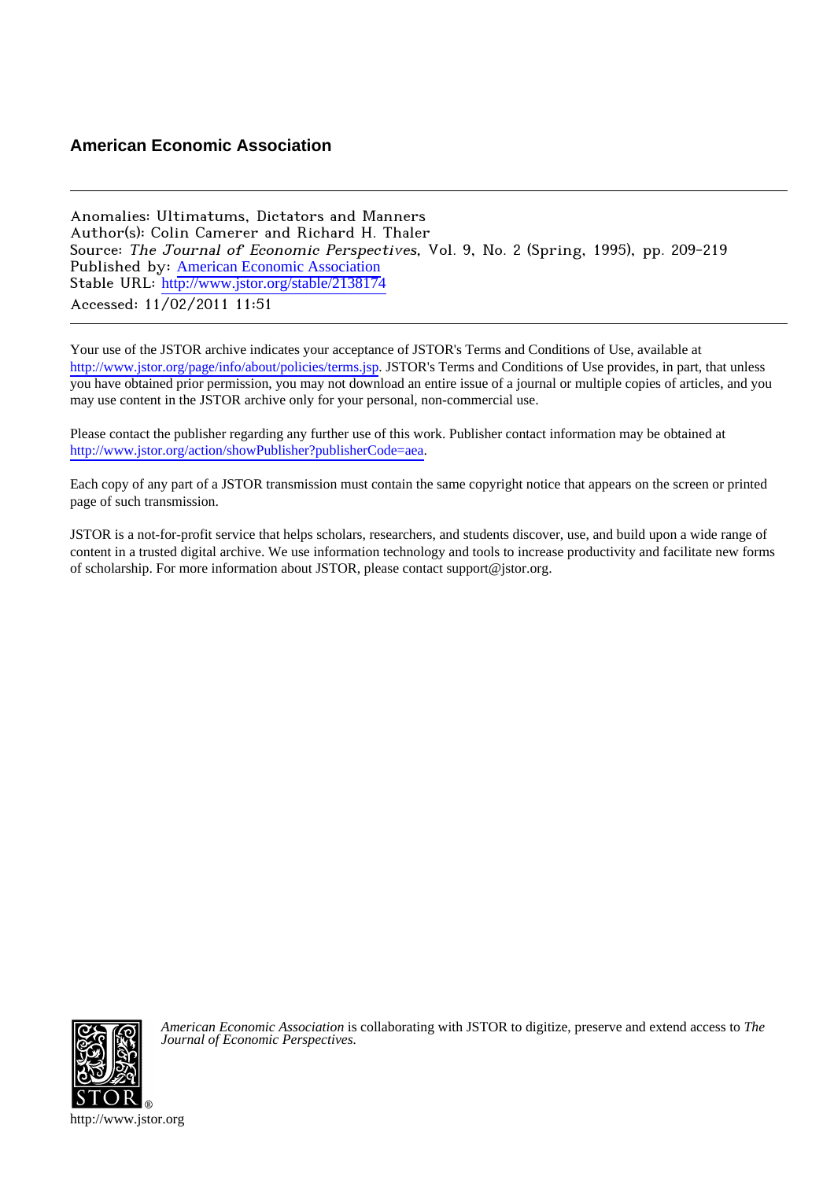**American Economic Association**

---

Anomalies: Ultimatums, Dictators and Manners
Author(s): Colin Camerer and Richard H. Thaler
Source: *The Journal of Economic Perspectives*, Vol. 9, No. 2 (Spring, 1995), pp. 209-219
Published by: American Economic Association
Stable URL: http://www.jstor.org/stable/2138174
Accessed: 11/02/2011 11:51

---

Your use of the JSTOR archive indicates your acceptance of JSTOR's Terms and Conditions of Use, available at http://www.jstor.org/page/info/about/policies/terms.jsp. JSTOR's Terms and Conditions of Use provides, in part, that unless you have obtained prior permission, you may not download an entire issue of a journal or multiple copies of articles, and you may use content in the JSTOR archive only for your personal, non-commercial use.

Please contact the publisher regarding any further use of this work. Publisher contact information may be obtained at http://www.jstor.org/action/showPublisher?publisherCode=aea.

Each copy of any part of a JSTOR transmission must contain the same copyright notice that appears on the screen or printed page of such transmission.

JSTOR is a not-for-profit service that helps scholars, researchers, and students discover, use, and build upon a wide range of content in a trusted digital archive. We use information technology and tools to increase productivity and facilitate new forms of scholarship. For more information about JSTOR, please contact support@jstor.org.

*American Economic Association* is collaborating with JSTOR to digitize, preserve and extend access to *The Journal of Economic Perspectives.*

http://www.jstor.org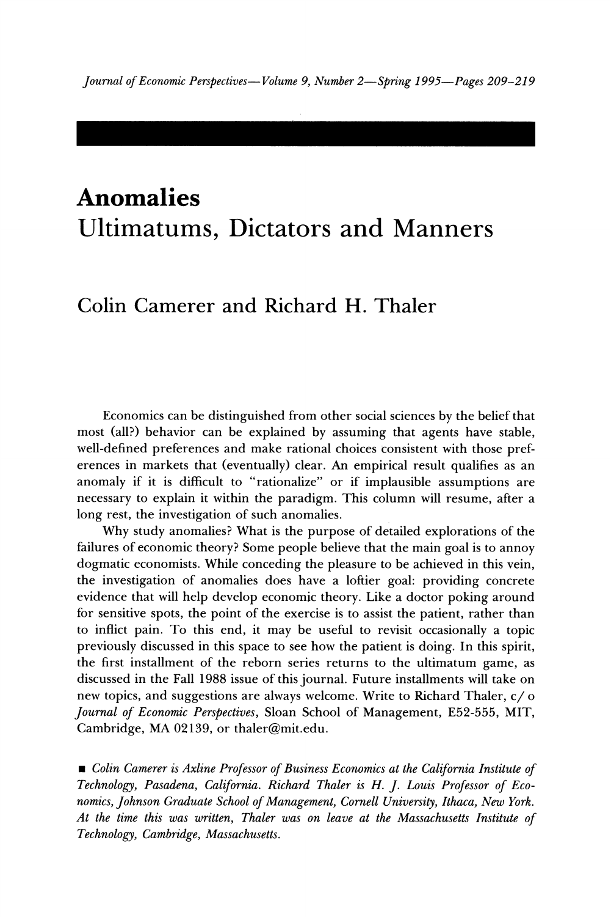# Anomalies
# Ultimatums, Dictators and Manners

## Colin Camerer and Richard H. Thaler

Economics can be distinguished from other social sciences by the belief that most (all?) behavior can be explained by assuming that agents have stable, well-defined preferences and make rational choices consistent with those preferences in markets that (eventually) clear. An empirical result qualifies as an anomaly if it is difficult to "rationalize" or if implausible assumptions are necessary to explain it within the paradigm. This column will resume, after a long rest, the investigation of such anomalies.

Why study anomalies? What is the purpose of detailed explorations of the failures of economic theory? Some people believe that the main goal is to annoy dogmatic economists. While conceding the pleasure to be achieved in this vein, the investigation of anomalies does have a loftier goal: providing concrete evidence that will help develop economic theory. Like a doctor poking around for sensitive spots, the point of the exercise is to assist the patient, rather than to inflict pain. To this end, it may be useful to revisit occasionally a topic previously discussed in this space to see how the patient is doing. In this spirit, the first installment of the reborn series returns to the ultimatum game, as discussed in the Fall 1988 issue of this journal. Future installments will take on new topics, and suggestions are always welcome. Write to Richard Thaler, c/o *Journal of Economic Perspectives*, Sloan School of Management, E52-555, MIT, Cambridge, MA 02139, or thaler@mit.edu.

■ *Colin Camerer is Axline Professor of Business Economics at the California Institute of Technology, Pasadena, California. Richard Thaler is H. J. Louis Professor of Economics, Johnson Graduate School of Management, Cornell University, Ithaca, New York. At the time this was written, Thaler was on leave at the Massachusetts Institute of Technology, Cambridge, Massachusetts.*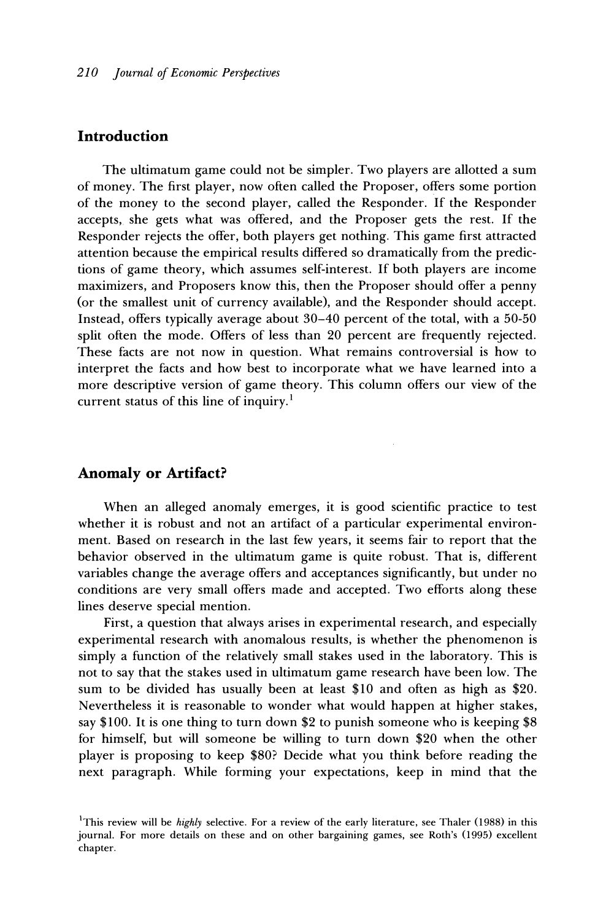## Introduction

The ultimatum game could not be simpler. Two players are allotted a sum of money. The first player, now often called the Proposer, offers some portion of the money to the second player, called the Responder. If the Responder accepts, she gets what was offered, and the Proposer gets the rest. If the Responder rejects the offer, both players get nothing. This game first attracted attention because the empirical results differed so dramatically from the predictions of game theory, which assumes self-interest. If both players are income maximizers, and Proposers know this, then the Proposer should offer a penny (or the smallest unit of currency available), and the Responder should accept. Instead, offers typically average about 30–40 percent of the total, with a 50-50 split often the mode. Offers of less than 20 percent are frequently rejected. These facts are not now in question. What remains controversial is how to interpret the facts and how best to incorporate what we have learned into a more descriptive version of game theory. This column offers our view of the current status of this line of inquiry.[1]

## Anomaly or Artifact?

When an alleged anomaly emerges, it is good scientific practice to test whether it is robust and not an artifact of a particular experimental environment. Based on research in the last few years, it seems fair to report that the behavior observed in the ultimatum game is quite robust. That is, different variables change the average offers and acceptances significantly, but under no conditions are very small offers made and accepted. Two efforts along these lines deserve special mention.

First, a question that always arises in experimental research, and especially experimental research with anomalous results, is whether the phenomenon is simply a function of the relatively small stakes used in the laboratory. This is not to say that the stakes used in ultimatum game research have been low. The sum to be divided has usually been at least \$10 and often as high as \$20. Nevertheless it is reasonable to wonder what would happen at higher stakes, say \$100. It is one thing to turn down \$2 to punish someone who is keeping \$8 for himself, but will someone be willing to turn down \$20 when the other player is proposing to keep \$80? Decide what you think before reading the next paragraph. While forming your expectations, keep in mind that the

[1] This review will be *highly* selective. For a review of the early literature, see Thaler (1988) in this journal. For more details on these and on other bargaining games, see Roth's (1995) excellent chapter.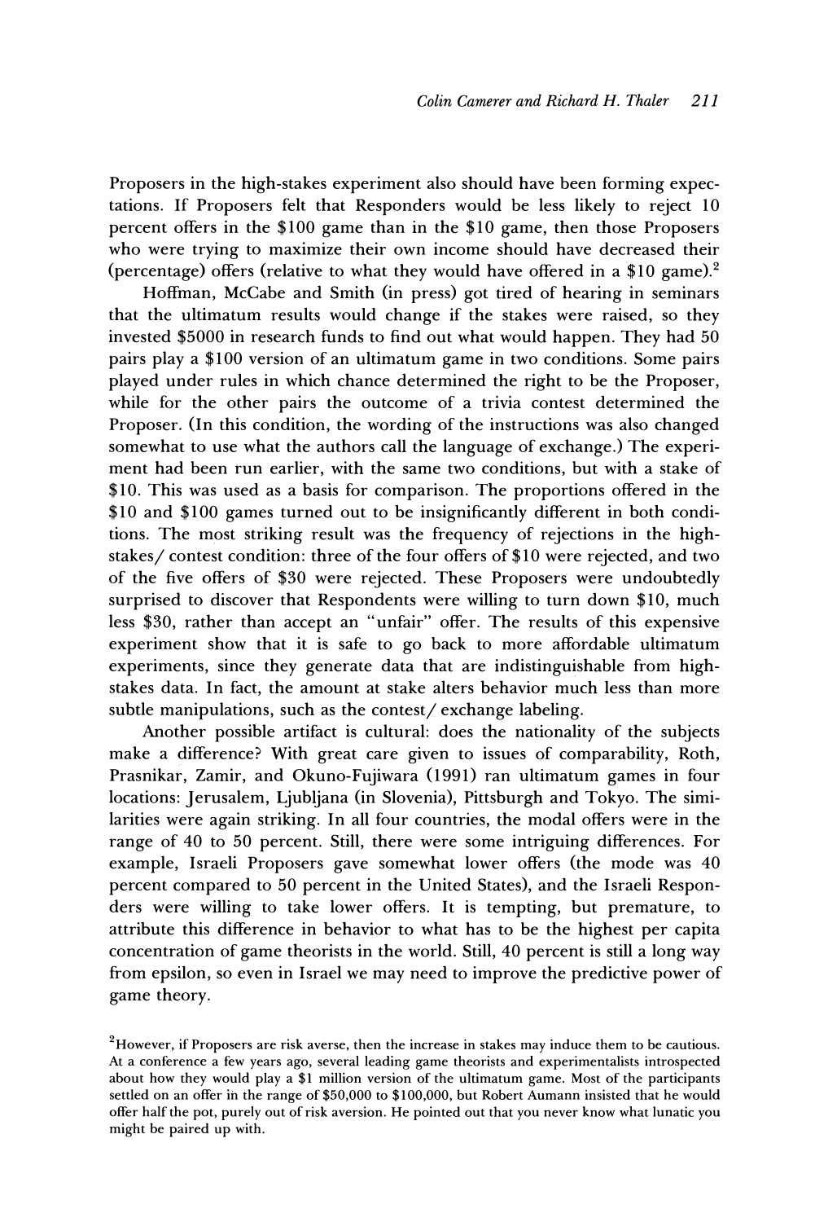Proposers in the high-stakes experiment also should have been forming expectations. If Proposers felt that Responders would be less likely to reject 10 percent offers in the \$100 game than in the \$10 game, then those Proposers who were trying to maximize their own income should have decreased their (percentage) offers (relative to what they would have offered in a \$10 game).[2]

Hoffman, McCabe and Smith (in press) got tired of hearing in seminars that the ultimatum results would change if the stakes were raised, so they invested \$5000 in research funds to find out what would happen. They had 50 pairs play a \$100 version of an ultimatum game in two conditions. Some pairs played under rules in which chance determined the right to be the Proposer, while for the other pairs the outcome of a trivia contest determined the Proposer. (In this condition, the wording of the instructions was also changed somewhat to use what the authors call the language of exchange.) The experiment had been run earlier, with the same two conditions, but with a stake of \$10. This was used as a basis for comparison. The proportions offered in the \$10 and \$100 games turned out to be insignificantly different in both conditions. The most striking result was the frequency of rejections in the high-stakes/ contest condition: three of the four offers of \$10 were rejected, and two of the five offers of \$30 were rejected. These Proposers were undoubtedly surprised to discover that Respondents were willing to turn down \$10, much less \$30, rather than accept an "unfair" offer. The results of this expensive experiment show that it is safe to go back to more affordable ultimatum experiments, since they generate data that are indistinguishable from high-stakes data. In fact, the amount at stake alters behavior much less than more subtle manipulations, such as the contest/ exchange labeling.

Another possible artifact is cultural: does the nationality of the subjects make a difference? With great care given to issues of comparability, Roth, Prasnikar, Zamir, and Okuno-Fujiwara (1991) ran ultimatum games in four locations: Jerusalem, Ljubljana (in Slovenia), Pittsburgh and Tokyo. The similarities were again striking. In all four countries, the modal offers were in the range of 40 to 50 percent. Still, there were some intriguing differences. For example, Israeli Proposers gave somewhat lower offers (the mode was 40 percent compared to 50 percent in the United States), and the Israeli Responders were willing to take lower offers. It is tempting, but premature, to attribute this difference in behavior to what has to be the highest per capita concentration of game theorists in the world. Still, 40 percent is still a long way from epsilon, so even in Israel we may need to improve the predictive power of game theory.

[2]However, if Proposers are risk averse, then the increase in stakes may induce them to be cautious. At a conference a few years ago, several leading game theorists and experimentalists introspected about how they would play a \$1 million version of the ultimatum game. Most of the participants settled on an offer in the range of \$50,000 to \$100,000, but Robert Aumann insisted that he would offer half the pot, purely out of risk aversion. He pointed out that you never know what lunatic you might be paired up with.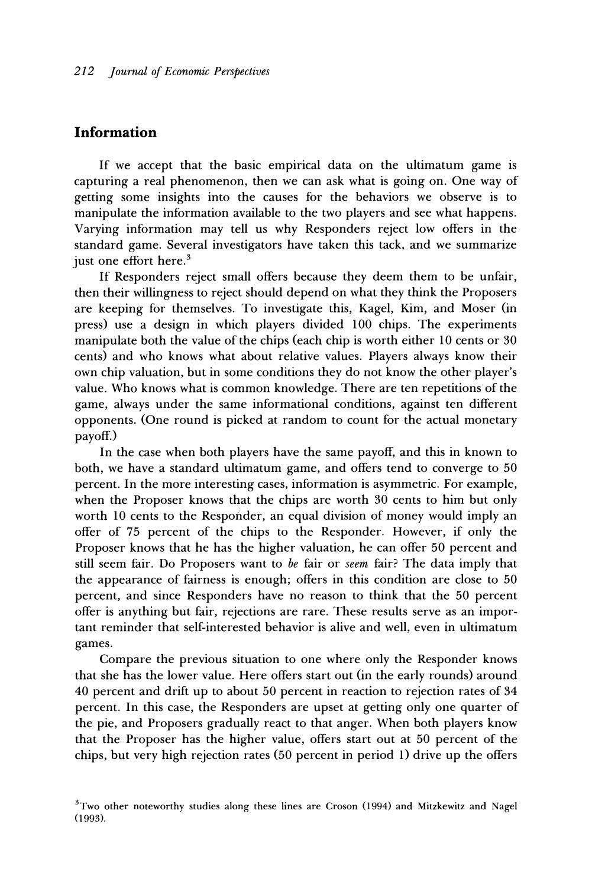## Information

If we accept that the basic empirical data on the ultimatum game is capturing a real phenomenon, then we can ask what is going on. One way of getting some insights into the causes for the behaviors we observe is to manipulate the information available to the two players and see what happens. Varying information may tell us why Responders reject low offers in the standard game. Several investigators have taken this tack, and we summarize just one effort here.[3]

If Responders reject small offers because they deem them to be unfair, then their willingness to reject should depend on what they think the Proposers are keeping for themselves. To investigate this, Kagel, Kim, and Moser (in press) use a design in which players divided 100 chips. The experiments manipulate both the value of the chips (each chip is worth either 10 cents or 30 cents) and who knows what about relative values. Players always know their own chip valuation, but in some conditions they do not know the other player's value. Who knows what is common knowledge. There are ten repetitions of the game, always under the same informational conditions, against ten different opponents. (One round is picked at random to count for the actual monetary payoff.)

In the case when both players have the same payoff, and this in known to both, we have a standard ultimatum game, and offers tend to converge to 50 percent. In the more interesting cases, information is asymmetric. For example, when the Proposer knows that the chips are worth 30 cents to him but only worth 10 cents to the Responder, an equal division of money would imply an offer of 75 percent of the chips to the Responder. However, if only the Proposer knows that he has the higher valuation, he can offer 50 percent and still seem fair. Do Proposers want to *be* fair or *seem* fair? The data imply that the appearance of fairness is enough; offers in this condition are close to 50 percent, and since Responders have no reason to think that the 50 percent offer is anything but fair, rejections are rare. These results serve as an important reminder that self-interested behavior is alive and well, even in ultimatum games.

Compare the previous situation to one where only the Responder knows that she has the lower value. Here offers start out (in the early rounds) around 40 percent and drift up to about 50 percent in reaction to rejection rates of 34 percent. In this case, the Responders are upset at getting only one quarter of the pie, and Proposers gradually react to that anger. When both players know that the Proposer has the higher value, offers start out at 50 percent of the chips, but very high rejection rates (50 percent in period 1) drive up the offers

[3] Two other noteworthy studies along these lines are Croson (1994) and Mitzkewitz and Nagel (1993).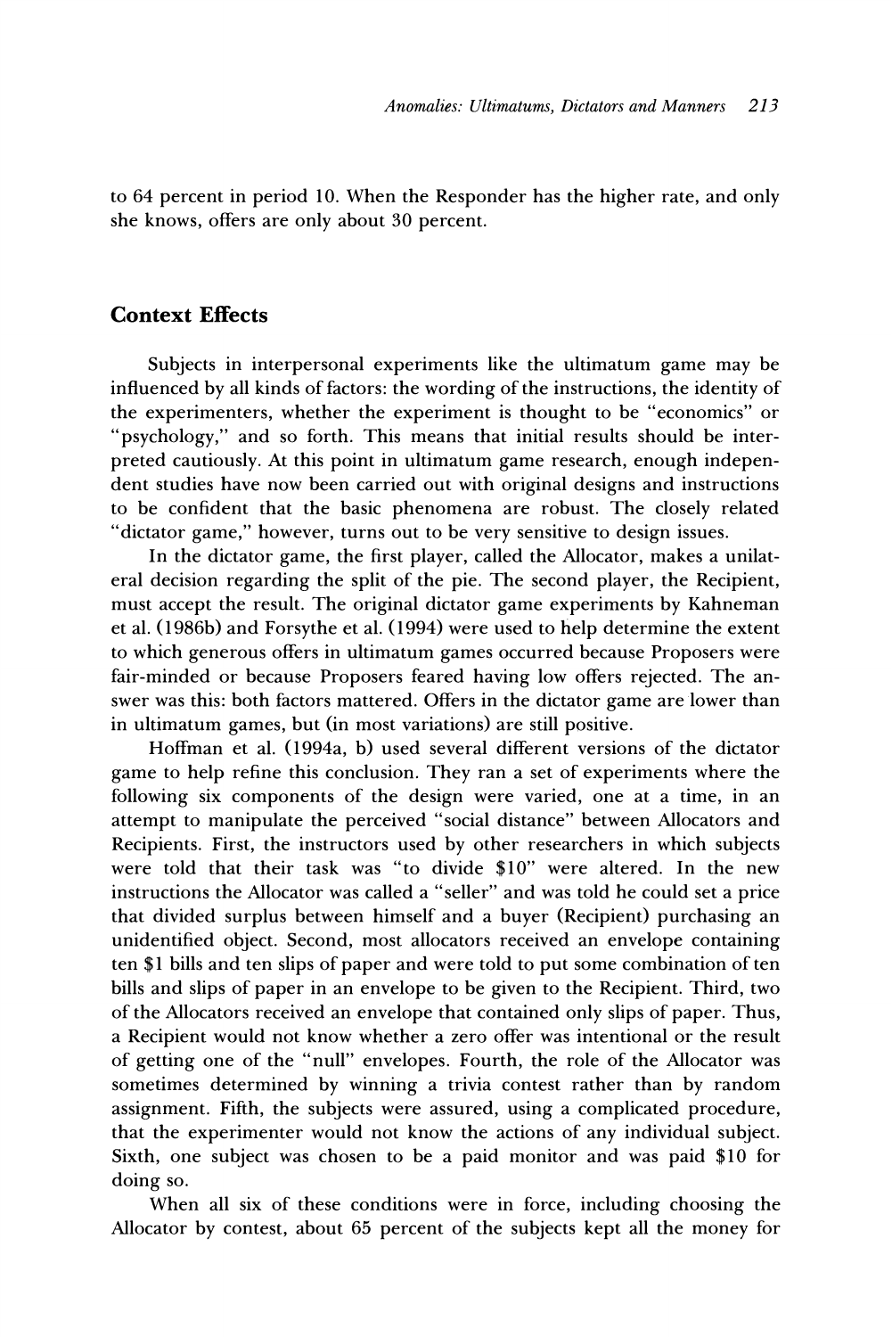to 64 percent in period 10. When the Responder has the higher rate, and only she knows, offers are only about 30 percent.

## Context Effects

Subjects in interpersonal experiments like the ultimatum game may be influenced by all kinds of factors: the wording of the instructions, the identity of the experimenters, whether the experiment is thought to be "economics" or "psychology," and so forth. This means that initial results should be interpreted cautiously. At this point in ultimatum game research, enough independent studies have now been carried out with original designs and instructions to be confident that the basic phenomena are robust. The closely related "dictator game," however, turns out to be very sensitive to design issues.

In the dictator game, the first player, called the Allocator, makes a unilateral decision regarding the split of the pie. The second player, the Recipient, must accept the result. The original dictator game experiments by Kahneman et al. (1986b) and Forsythe et al. (1994) were used to help determine the extent to which generous offers in ultimatum games occurred because Proposers were fair-minded or because Proposers feared having low offers rejected. The answer was this: both factors mattered. Offers in the dictator game are lower than in ultimatum games, but (in most variations) are still positive.

Hoffman et al. (1994a, b) used several different versions of the dictator game to help refine this conclusion. They ran a set of experiments where the following six components of the design were varied, one at a time, in an attempt to manipulate the perceived "social distance" between Allocators and Recipients. First, the instructors used by other researchers in which subjects were told that their task was "to divide $10" were altered. In the new instructions the Allocator was called a "seller" and was told he could set a price that divided surplus between himself and a buyer (Recipient) purchasing an unidentified object. Second, most allocators received an envelope containing ten $1 bills and ten slips of paper and were told to put some combination of ten bills and slips of paper in an envelope to be given to the Recipient. Third, two of the Allocators received an envelope that contained only slips of paper. Thus, a Recipient would not know whether a zero offer was intentional or the result of getting one of the "null" envelopes. Fourth, the role of the Allocator was sometimes determined by winning a trivia contest rather than by random assignment. Fifth, the subjects were assured, using a complicated procedure, that the experimenter would not know the actions of any individual subject. Sixth, one subject was chosen to be a paid monitor and was paid $10 for doing so.

When all six of these conditions were in force, including choosing the Allocator by contest, about 65 percent of the subjects kept all the money for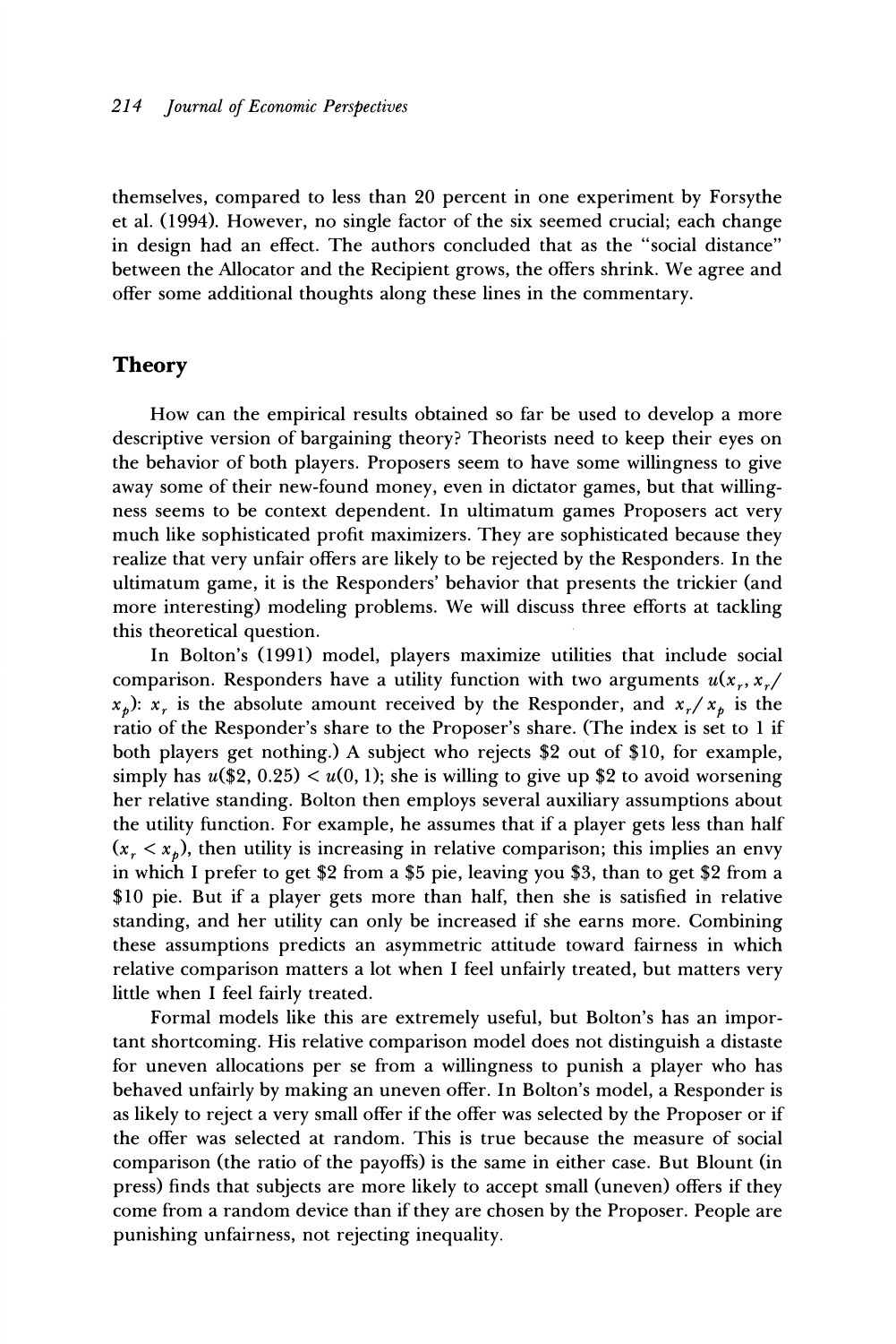themselves, compared to less than 20 percent in one experiment by Forsythe et al. (1994). However, no single factor of the six seemed crucial; each change in design had an effect. The authors concluded that as the "social distance" between the Allocator and the Recipient grows, the offers shrink. We agree and offer some additional thoughts along these lines in the commentary.

## Theory

How can the empirical results obtained so far be used to develop a more descriptive version of bargaining theory? Theorists need to keep their eyes on the behavior of both players. Proposers seem to have some willingness to give away some of their new-found money, even in dictator games, but that willingness seems to be context dependent. In ultimatum games Proposers act very much like sophisticated profit maximizers. They are sophisticated because they realize that very unfair offers are likely to be rejected by the Responders. In the ultimatum game, it is the Responders' behavior that presents the trickier (and more interesting) modeling problems. We will discuss three efforts at tackling this theoretical question.

In Bolton's (1991) model, players maximize utilities that include social comparison. Responders have a utility function with two arguments $u(x_r, x_r/x_p)$: $x_r$ is the absolute amount received by the Responder, and $x_r/x_p$ is the ratio of the Responder's share to the Proposer's share. (The index is set to 1 if both players get nothing.) A subject who rejects \$2 out of \$10, for example, simply has $u(\$2, 0.25) < u(0, 1)$; she is willing to give up \$2 to avoid worsening her relative standing. Bolton then employs several auxiliary assumptions about the utility function. For example, he assumes that if a player gets less than half ($x_r < x_p$), then utility is increasing in relative comparison; this implies an envy in which I prefer to get \$2 from a \$5 pie, leaving you \$3, than to get \$2 from a \$10 pie. But if a player gets more than half, then she is satisfied in relative standing, and her utility can only be increased if she earns more. Combining these assumptions predicts an asymmetric attitude toward fairness in which relative comparison matters a lot when I feel unfairly treated, but matters very little when I feel fairly treated.

Formal models like this are extremely useful, but Bolton's has an important shortcoming. His relative comparison model does not distinguish a distaste for uneven allocations per se from a willingness to punish a player who has behaved unfairly by making an uneven offer. In Bolton's model, a Responder is as likely to reject a very small offer if the offer was selected by the Proposer or if the offer was selected at random. This is true because the measure of social comparison (the ratio of the payoffs) is the same in either case. But Blount (in press) finds that subjects are more likely to accept small (uneven) offers if they come from a random device than if they are chosen by the Proposer. People are punishing unfairness, not rejecting inequality.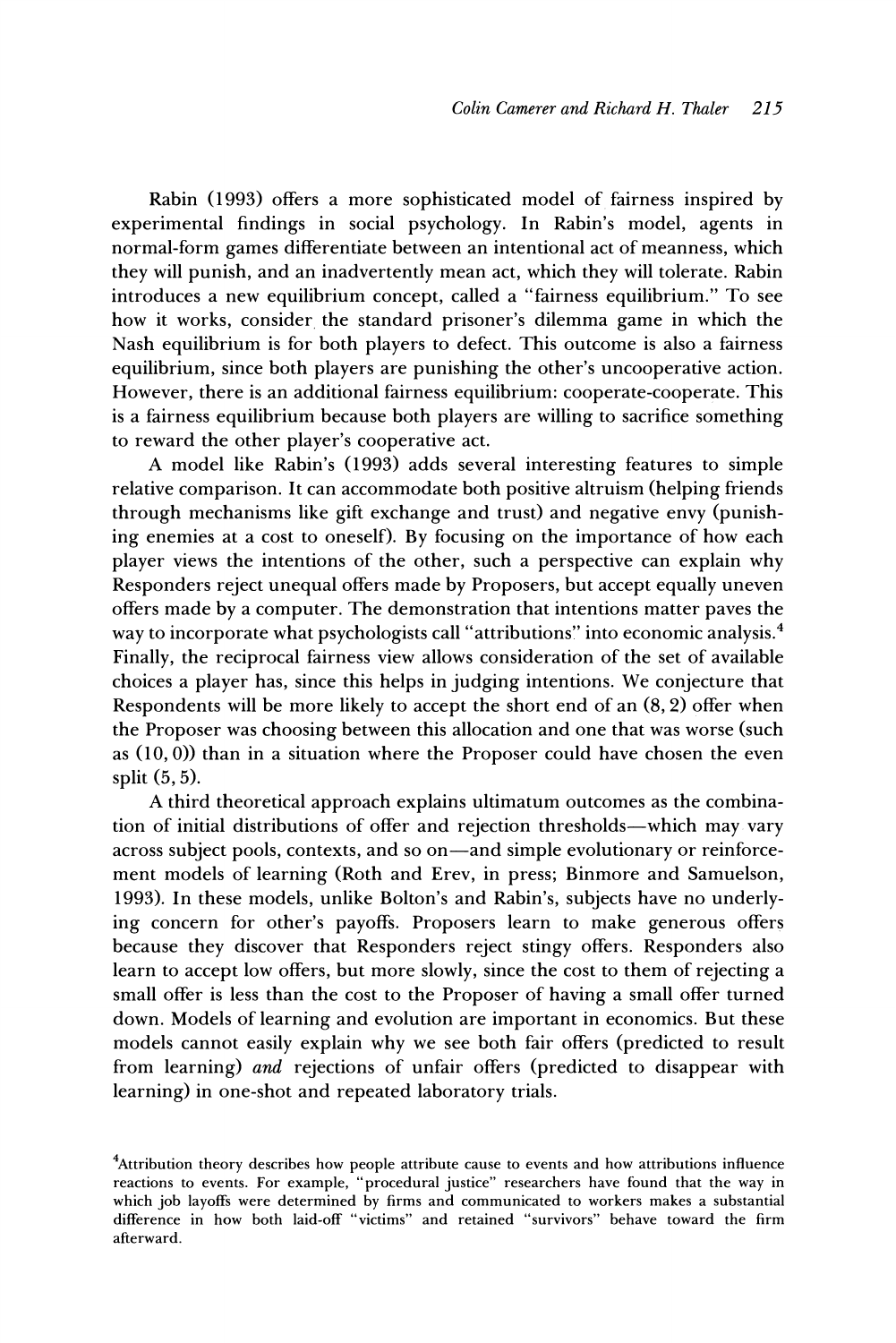Rabin (1993) offers a more sophisticated model of fairness inspired by experimental findings in social psychology. In Rabin's model, agents in normal-form games differentiate between an intentional act of meanness, which they will punish, and an inadvertently mean act, which they will tolerate. Rabin introduces a new equilibrium concept, called a "fairness equilibrium." To see how it works, consider the standard prisoner's dilemma game in which the Nash equilibrium is for both players to defect. This outcome is also a fairness equilibrium, since both players are punishing the other's uncooperative action. However, there is an additional fairness equilibrium: cooperate-cooperate. This is a fairness equilibrium because both players are willing to sacrifice something to reward the other player's cooperative act.

A model like Rabin's (1993) adds several interesting features to simple relative comparison. It can accommodate both positive altruism (helping friends through mechanisms like gift exchange and trust) and negative envy (punishing enemies at a cost to oneself). By focusing on the importance of how each player views the intentions of the other, such a perspective can explain why Responders reject unequal offers made by Proposers, but accept equally uneven offers made by a computer. The demonstration that intentions matter paves the way to incorporate what psychologists call "attributions" into economic analysis.[4] Finally, the reciprocal fairness view allows consideration of the set of available choices a player has, since this helps in judging intentions. We conjecture that Respondents will be more likely to accept the short end of an (8, 2) offer when the Proposer was choosing between this allocation and one that was worse (such as (10, 0)) than in a situation where the Proposer could have chosen the even split (5, 5).

A third theoretical approach explains ultimatum outcomes as the combination of initial distributions of offer and rejection thresholds—which may vary across subject pools, contexts, and so on—and simple evolutionary or reinforcement models of learning (Roth and Erev, in press; Binmore and Samuelson, 1993). In these models, unlike Bolton's and Rabin's, subjects have no underlying concern for other's payoffs. Proposers learn to make generous offers because they discover that Responders reject stingy offers. Responders also learn to accept low offers, but more slowly, since the cost to them of rejecting a small offer is less than the cost to the Proposer of having a small offer turned down. Models of learning and evolution are important in economics. But these models cannot easily explain why we see both fair offers (predicted to result from learning) *and* rejections of unfair offers (predicted to disappear with learning) in one-shot and repeated laboratory trials.

[4]Attribution theory describes how people attribute cause to events and how attributions influence reactions to events. For example, "procedural justice" researchers have found that the way in which job layoffs were determined by firms and communicated to workers makes a substantial difference in how both laid-off "victims" and retained "survivors" behave toward the firm afterward.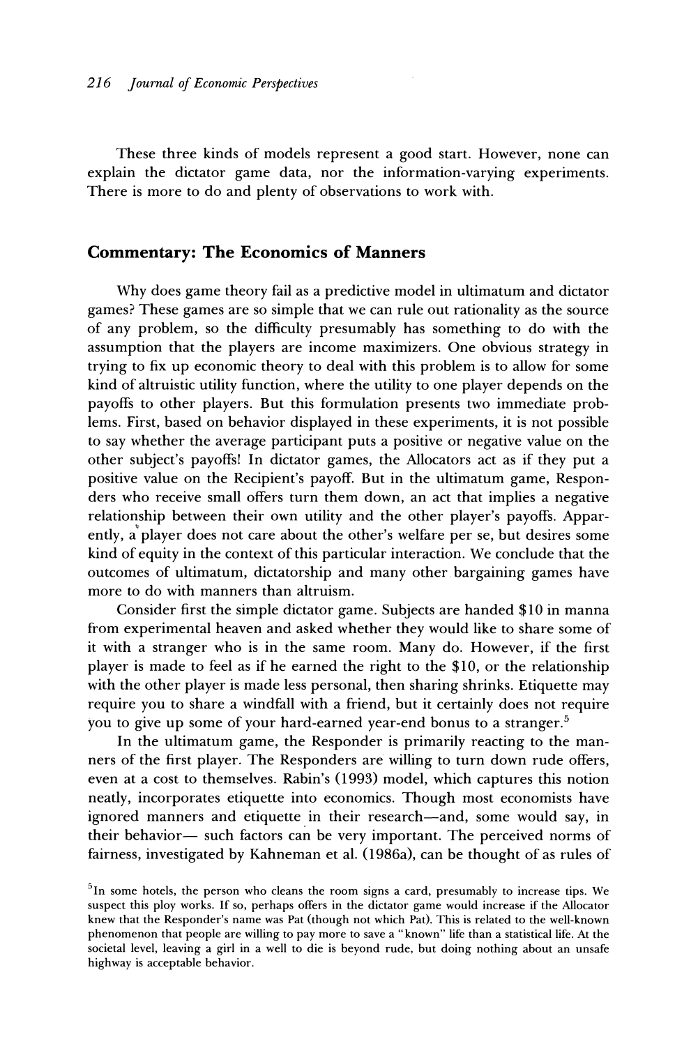These three kinds of models represent a good start. However, none can explain the dictator game data, nor the information-varying experiments. There is more to do and plenty of observations to work with.

## Commentary: The Economics of Manners

Why does game theory fail as a predictive model in ultimatum and dictator games? These games are so simple that we can rule out rationality as the source of any problem, so the difficulty presumably has something to do with the assumption that the players are income maximizers. One obvious strategy in trying to fix up economic theory to deal with this problem is to allow for some kind of altruistic utility function, where the utility to one player depends on the payoffs to other players. But this formulation presents two immediate problems. First, based on behavior displayed in these experiments, it is not possible to say whether the average participant puts a positive or negative value on the other subject's payoffs! In dictator games, the Allocators act as if they put a positive value on the Recipient's payoff. But in the ultimatum game, Responders who receive small offers turn them down, an act that implies a negative relationship between their own utility and the other player's payoffs. Apparently, a player does not care about the other's welfare per se, but desires some kind of equity in the context of this particular interaction. We conclude that the outcomes of ultimatum, dictatorship and many other bargaining games have more to do with manners than altruism.

Consider first the simple dictator game. Subjects are handed \$10 in manna from experimental heaven and asked whether they would like to share some of it with a stranger who is in the same room. Many do. However, if the first player is made to feel as if he earned the right to the \$10, or the relationship with the other player is made less personal, then sharing shrinks. Etiquette may require you to share a windfall with a friend, but it certainly does not require you to give up some of your hard-earned year-end bonus to a stranger.[5]

In the ultimatum game, the Responder is primarily reacting to the manners of the first player. The Responders are willing to turn down rude offers, even at a cost to themselves. Rabin's (1993) model, which captures this notion neatly, incorporates etiquette into economics. Though most economists have ignored manners and etiquette in their research—and, some would say, in their behavior— such factors can be very important. The perceived norms of fairness, investigated by Kahneman et al. (1986a), can be thought of as rules of

[5] In some hotels, the person who cleans the room signs a card, presumably to increase tips. We suspect this ploy works. If so, perhaps offers in the dictator game would increase if the Allocator knew that the Responder's name was Pat (though not which Pat). This is related to the well-known phenomenon that people are willing to pay more to save a "known" life than a statistical life. At the societal level, leaving a girl in a well to die is beyond rude, but doing nothing about an unsafe highway is acceptable behavior.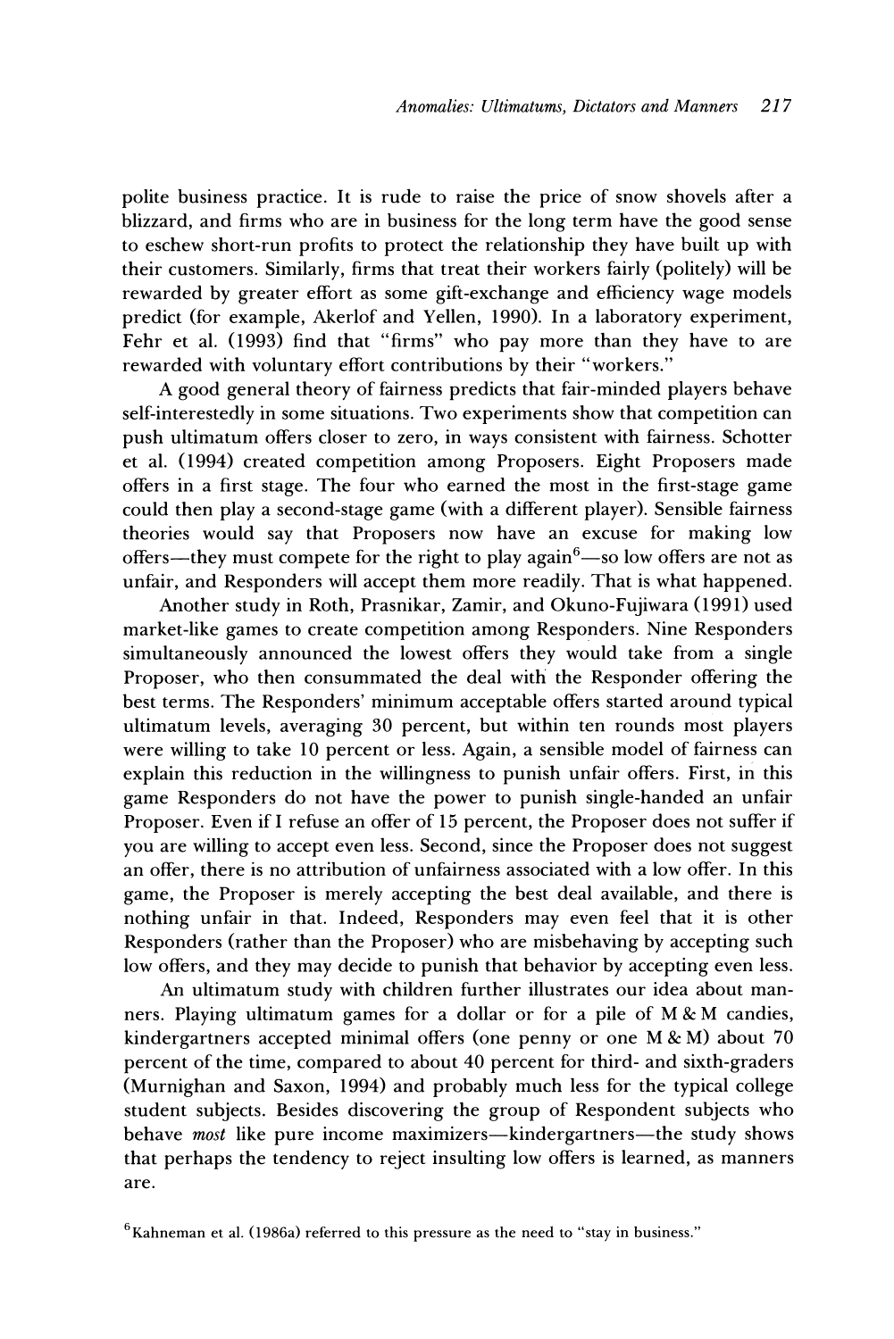polite business practice. It is rude to raise the price of snow shovels after a blizzard, and firms who are in business for the long term have the good sense to eschew short-run profits to protect the relationship they have built up with their customers. Similarly, firms that treat their workers fairly (politely) will be rewarded by greater effort as some gift-exchange and efficiency wage models predict (for example, Akerlof and Yellen, 1990). In a laboratory experiment, Fehr et al. (1993) find that "firms" who pay more than they have to are rewarded with voluntary effort contributions by their "workers."

A good general theory of fairness predicts that fair-minded players behave self-interestedly in some situations. Two experiments show that competition can push ultimatum offers closer to zero, in ways consistent with fairness. Schotter et al. (1994) created competition among Proposers. Eight Proposers made offers in a first stage. The four who earned the most in the first-stage game could then play a second-stage game (with a different player). Sensible fairness theories would say that Proposers now have an excuse for making low offers—they must compete for the right to play again[6]—so low offers are not as unfair, and Responders will accept them more readily. That is what happened.

Another study in Roth, Prasnikar, Zamir, and Okuno-Fujiwara (1991) used market-like games to create competition among Responders. Nine Responders simultaneously announced the lowest offers they would take from a single Proposer, who then consummated the deal with the Responder offering the best terms. The Responders' minimum acceptable offers started around typical ultimatum levels, averaging 30 percent, but within ten rounds most players were willing to take 10 percent or less. Again, a sensible model of fairness can explain this reduction in the willingness to punish unfair offers. First, in this game Responders do not have the power to punish single-handed an unfair Proposer. Even if I refuse an offer of 15 percent, the Proposer does not suffer if you are willing to accept even less. Second, since the Proposer does not suggest an offer, there is no attribution of unfairness associated with a low offer. In this game, the Proposer is merely accepting the best deal available, and there is nothing unfair in that. Indeed, Responders may even feel that it is other Responders (rather than the Proposer) who are misbehaving by accepting such low offers, and they may decide to punish that behavior by accepting even less.

An ultimatum study with children further illustrates our idea about manners. Playing ultimatum games for a dollar or for a pile of M & M candies, kindergartners accepted minimal offers (one penny or one M & M) about 70 percent of the time, compared to about 40 percent for third- and sixth-graders (Murnighan and Saxon, 1994) and probably much less for the typical college student subjects. Besides discovering the group of Respondent subjects who behave *most* like pure income maximizers—kindergartners—the study shows that perhaps the tendency to reject insulting low offers is learned, as manners are.

[6] Kahneman et al. (1986a) referred to this pressure as the need to "stay in business."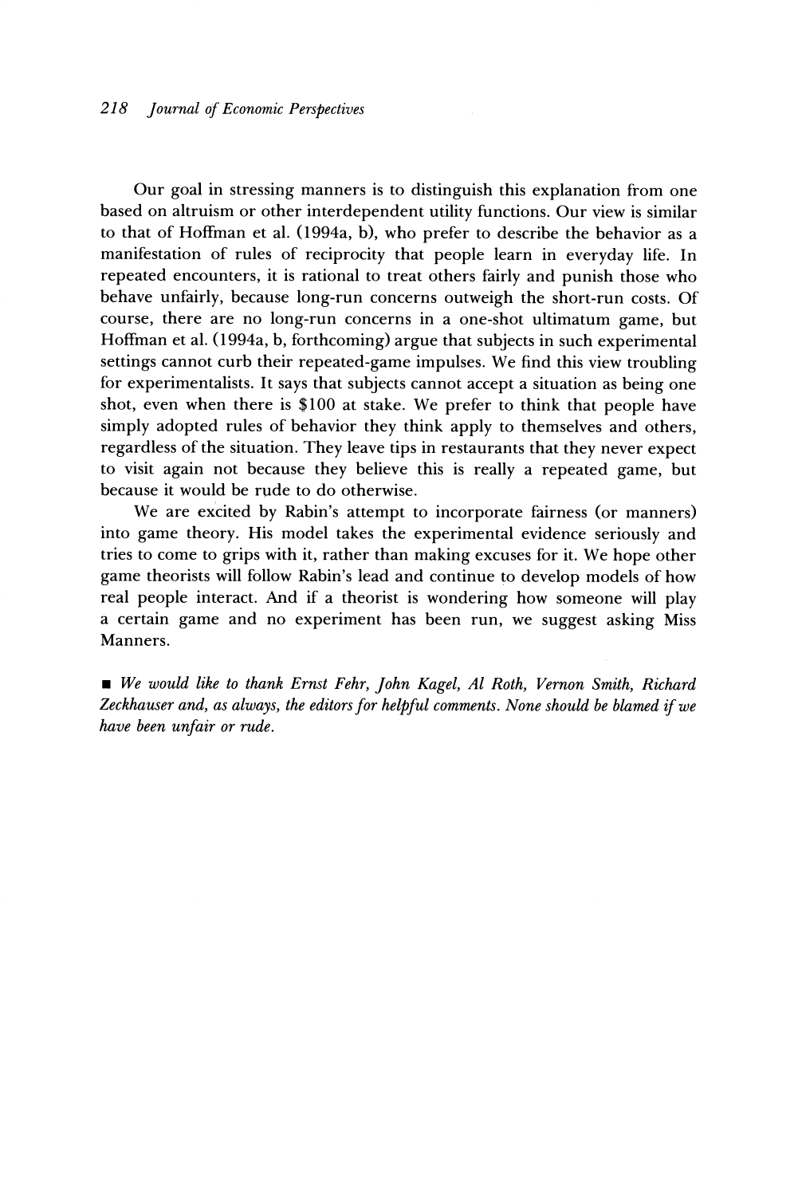Our goal in stressing manners is to distinguish this explanation from one based on altruism or other interdependent utility functions. Our view is similar to that of Hoffman et al. (1994a, b), who prefer to describe the behavior as a manifestation of rules of reciprocity that people learn in everyday life. In repeated encounters, it is rational to treat others fairly and punish those who behave unfairly, because long-run concerns outweigh the short-run costs. Of course, there are no long-run concerns in a one-shot ultimatum game, but Hoffman et al. (1994a, b, forthcoming) argue that subjects in such experimental settings cannot curb their repeated-game impulses. We find this view troubling for experimentalists. It says that subjects cannot accept a situation as being one shot, even when there is $100 at stake. We prefer to think that people have simply adopted rules of behavior they think apply to themselves and others, regardless of the situation. They leave tips in restaurants that they never expect to visit again not because they believe this is really a repeated game, but because it would be rude to do otherwise.

We are excited by Rabin's attempt to incorporate fairness (or manners) into game theory. His model takes the experimental evidence seriously and tries to come to grips with it, rather than making excuses for it. We hope other game theorists will follow Rabin's lead and continue to develop models of how real people interact. And if a theorist is wondering how someone will play a certain game and no experiment has been run, we suggest asking Miss Manners.

■ *We would like to thank Ernst Fehr, John Kagel, Al Roth, Vernon Smith, Richard Zeckhauser and, as always, the editors for helpful comments. None should be blamed if we have been unfair or rude.*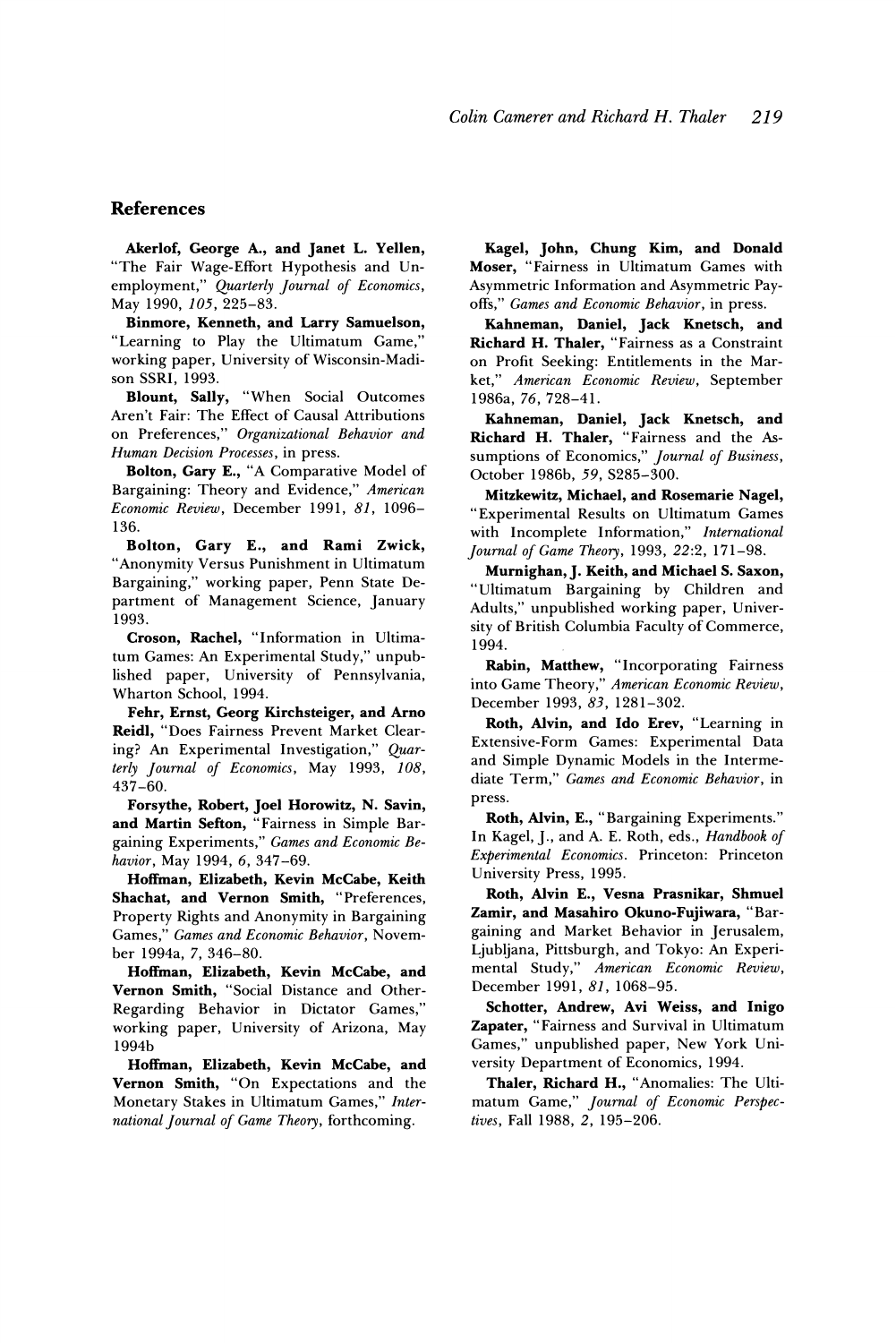## References

**Akerlof, George A., and Janet L. Yellen,** "The Fair Wage-Effort Hypothesis and Unemployment," *Quarterly Journal of Economics*, May 1990, *105*, 225–83.

**Binmore, Kenneth, and Larry Samuelson,** "Learning to Play the Ultimatum Game," working paper, University of Wisconsin-Madison SSRI, 1993.

**Blount, Sally,** "When Social Outcomes Aren't Fair: The Effect of Causal Attributions on Preferences," *Organizational Behavior and Human Decision Processes*, in press.

**Bolton, Gary E.,** "A Comparative Model of Bargaining: Theory and Evidence," *American Economic Review*, December 1991, *81*, 1096–136.

**Bolton, Gary E., and Rami Zwick,** "Anonymity Versus Punishment in Ultimatum Bargaining," working paper, Penn State Department of Management Science, January 1993.

**Croson, Rachel,** "Information in Ultimatum Games: An Experimental Study," unpublished paper, University of Pennsylvania, Wharton School, 1994.

**Fehr, Ernst, Georg Kirchsteiger, and Arno Reidl,** "Does Fairness Prevent Market Clearing? An Experimental Investigation," *Quarterly Journal of Economics*, May 1993, *108*, 437–60.

**Forsythe, Robert, Joel Horowitz, N. Savin, and Martin Sefton,** "Fairness in Simple Bargaining Experiments," *Games and Economic Behavior*, May 1994, *6*, 347–69.

**Hoffman, Elizabeth, Kevin McCabe, Keith Shachat, and Vernon Smith,** "Preferences, Property Rights and Anonymity in Bargaining Games," *Games and Economic Behavior*, November 1994a, *7*, 346–80.

**Hoffman, Elizabeth, Kevin McCabe, and Vernon Smith,** "Social Distance and Other-Regarding Behavior in Dictator Games," working paper, University of Arizona, May 1994b

**Hoffman, Elizabeth, Kevin McCabe, and Vernon Smith,** "On Expectations and the Monetary Stakes in Ultimatum Games," *International Journal of Game Theory*, forthcoming.

**Kagel, John, Chung Kim, and Donald Moser,** "Fairness in Ultimatum Games with Asymmetric Information and Asymmetric Payoffs," *Games and Economic Behavior*, in press.

**Kahneman, Daniel, Jack Knetsch, and Richard H. Thaler,** "Fairness as a Constraint on Profit Seeking: Entitlements in the Market," *American Economic Review*, September 1986a, *76*, 728–41.

**Kahneman, Daniel, Jack Knetsch, and Richard H. Thaler,** "Fairness and the Assumptions of Economics," *Journal of Business*, October 1986b, *59*, S285–300.

**Mitzkewitz, Michael, and Rosemarie Nagel,** "Experimental Results on Ultimatum Games with Incomplete Information," *International Journal of Game Theory*, 1993, *22*:2, 171–98.

**Murnighan, J. Keith, and Michael S. Saxon,** "Ultimatum Bargaining by Children and Adults," unpublished working paper, University of British Columbia Faculty of Commerce, 1994.

**Rabin, Matthew,** "Incorporating Fairness into Game Theory," *American Economic Review*, December 1993, *83*, 1281–302.

**Roth, Alvin, and Ido Erev,** "Learning in Extensive-Form Games: Experimental Data and Simple Dynamic Models in the Intermediate Term," *Games and Economic Behavior*, in press.

**Roth, Alvin, E.,** "Bargaining Experiments." In Kagel, J., and A. E. Roth, eds., *Handbook of Experimental Economics*. Princeton: Princeton University Press, 1995.

**Roth, Alvin E., Vesna Prasnikar, Shmuel Zamir, and Masahiro Okuno-Fujiwara,** "Bargaining and Market Behavior in Jerusalem, Ljubljana, Pittsburgh, and Tokyo: An Experimental Study," *American Economic Review*, December 1991, *81*, 1068–95.

**Schotter, Andrew, Avi Weiss, and Inigo Zapater,** "Fairness and Survival in Ultimatum Games," unpublished paper, New York University Department of Economics, 1994.

**Thaler, Richard H.,** "Anomalies: The Ultimatum Game," *Journal of Economic Perspectives*, Fall 1988, *2*, 195–206.